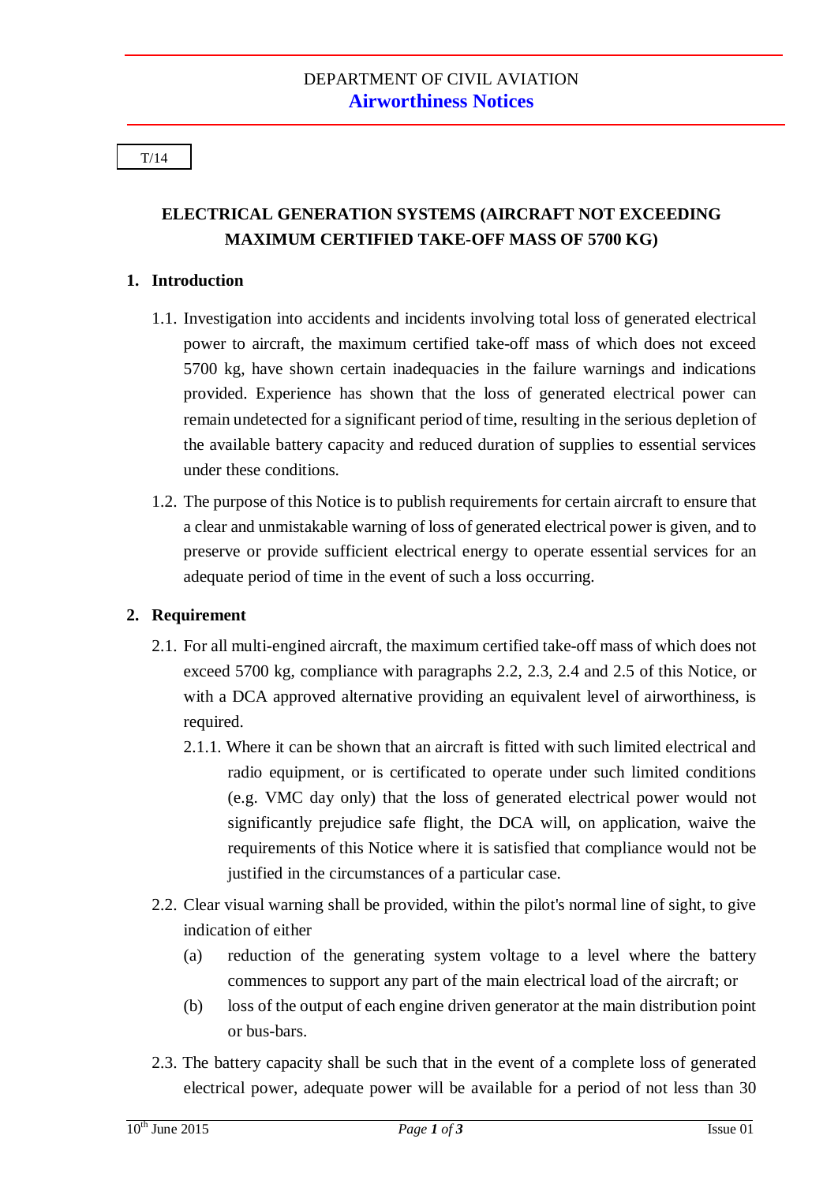DEPARTMENT OF CIVIL AVIATION

**Airworthiness Notices**

T/14

# ELECTRICAL GENERATION SYSTEMS (AIRCRAFT NOT EXCEEDING MAXIMUM CERTIFIED TAKE-OFF MASS OF 5700 KG)

## 1. Introduction

1.1. Investigation into accidents and incidents involving total loss of generated electrical power to aircraft, the maximum certified take-off mass of which does not exceed 5700 kg, have shown certain inadequacies in the failure warnings and indications provided. Experience has shown that the loss of generated electrical power can remain undetected for a significant period of time, resulting in the serious depletion of the available battery capacity and reduced duration of supplies to essential services under these conditions.

1.2. The purpose of this Notice is to publish requirements for certain aircraft to ensure that a clear and unmistakable warning of loss of generated electrical power is given, and to preserve or provide sufficient electrical energy to operate essential services for an adequate period of time in the event of such a loss occurring.

## 2. Requirement

2.1. For all multi-engined aircraft, the maximum certified take-off mass of which does not exceed 5700 kg, compliance with paragraphs 2.2, 2.3, 2.4 and 2.5 of this Notice, or with a DCA approved alternative providing an equivalent level of airworthiness, is required.

2.1.1. Where it can be shown that an aircraft is fitted with such limited electrical and radio equipment, or is certificated to operate under such limited conditions (e.g. VMC day only) that the loss of generated electrical power would not significantly prejudice safe flight, the DCA will, on application, waive the requirements of this Notice where it is satisfied that compliance would not be justified in the circumstances of a particular case.

2.2. Clear visual warning shall be provided, within the pilot's normal line of sight, to give indication of either

(a) reduction of the generating system voltage to a level where the battery commences to support any part of the main electrical load of the aircraft; or

(b) loss of the output of each engine driven generator at the main distribution point or bus-bars.

2.3. The battery capacity shall be such that in the event of a complete loss of generated electrical power, adequate power will be available for a period of not less than 30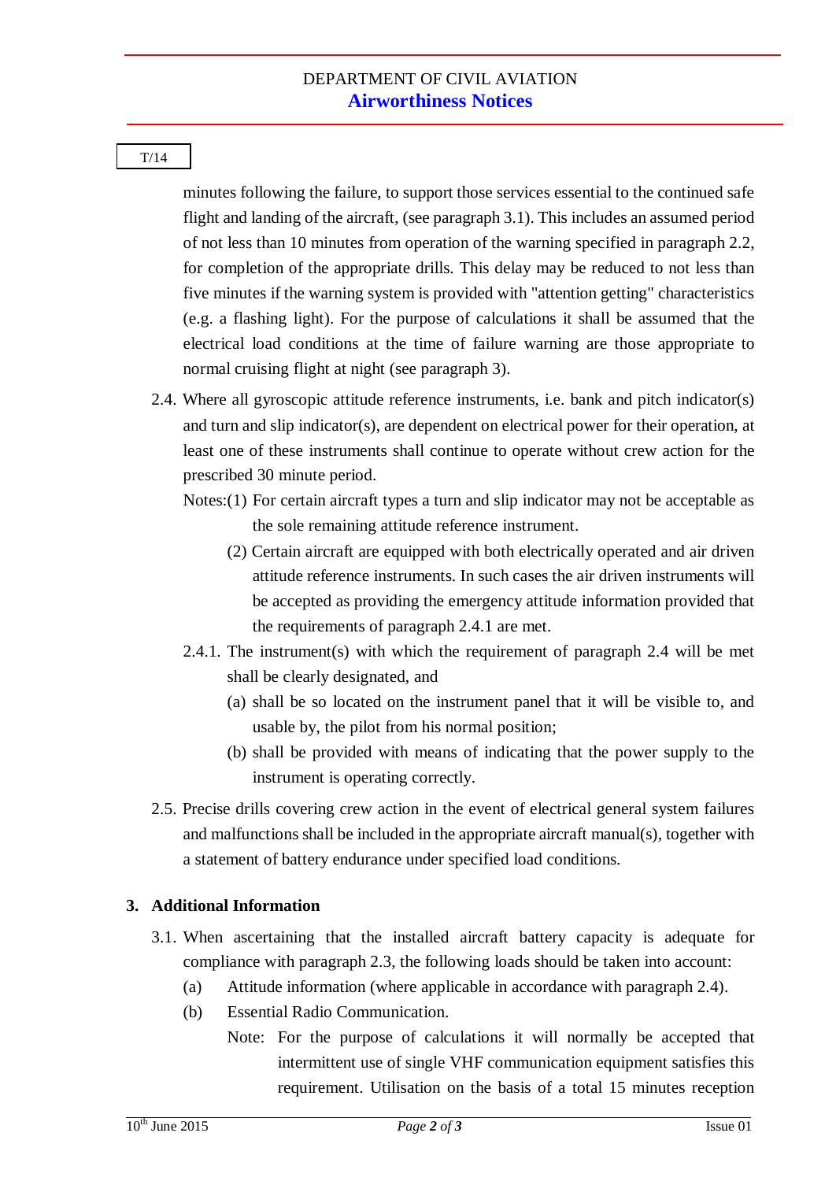minutes following the failure, to support those services essential to the continued safe flight and landing of the aircraft, (see paragraph 3.1). This includes an assumed period of not less than 10 minutes from operation of the warning specified in paragraph 2.2, for completion of the appropriate drills. This delay may be reduced to not less than five minutes if the warning system is provided with "attention getting" characteristics (e.g. a flashing light). For the purpose of calculations it shall be assumed that the electrical load conditions at the time of failure warning are those appropriate to normal cruising flight at night (see paragraph 3).

2.4. Where all gyroscopic attitude reference instruments, i.e. bank and pitch indicator(s) and turn and slip indicator(s), are dependent on electrical power for their operation, at least one of these instruments shall continue to operate without crew action for the prescribed 30 minute period.

Notes:(1) For certain aircraft types a turn and slip indicator may not be acceptable as the sole remaining attitude reference instrument.

(2) Certain aircraft are equipped with both electrically operated and air driven attitude reference instruments. In such cases the air driven instruments will be accepted as providing the emergency attitude information provided that the requirements of paragraph 2.4.1 are met.

2.4.1. The instrument(s) with which the requirement of paragraph 2.4 will be met shall be clearly designated, and

(a) shall be so located on the instrument panel that it will be visible to, and usable by, the pilot from his normal position;

(b) shall be provided with means of indicating that the power supply to the instrument is operating correctly.

2.5. Precise drills covering crew action in the event of electrical general system failures and malfunctions shall be included in the appropriate aircraft manual(s), together with a statement of battery endurance under specified load conditions.

## 3. Additional Information

3.1. When ascertaining that the installed aircraft battery capacity is adequate for compliance with paragraph 2.3, the following loads should be taken into account:

(a) Attitude information (where applicable in accordance with paragraph 2.4).

(b) Essential Radio Communication.

Note: For the purpose of calculations it will normally be accepted that intermittent use of single VHF communication equipment satisfies this requirement. Utilisation on the basis of a total 15 minutes reception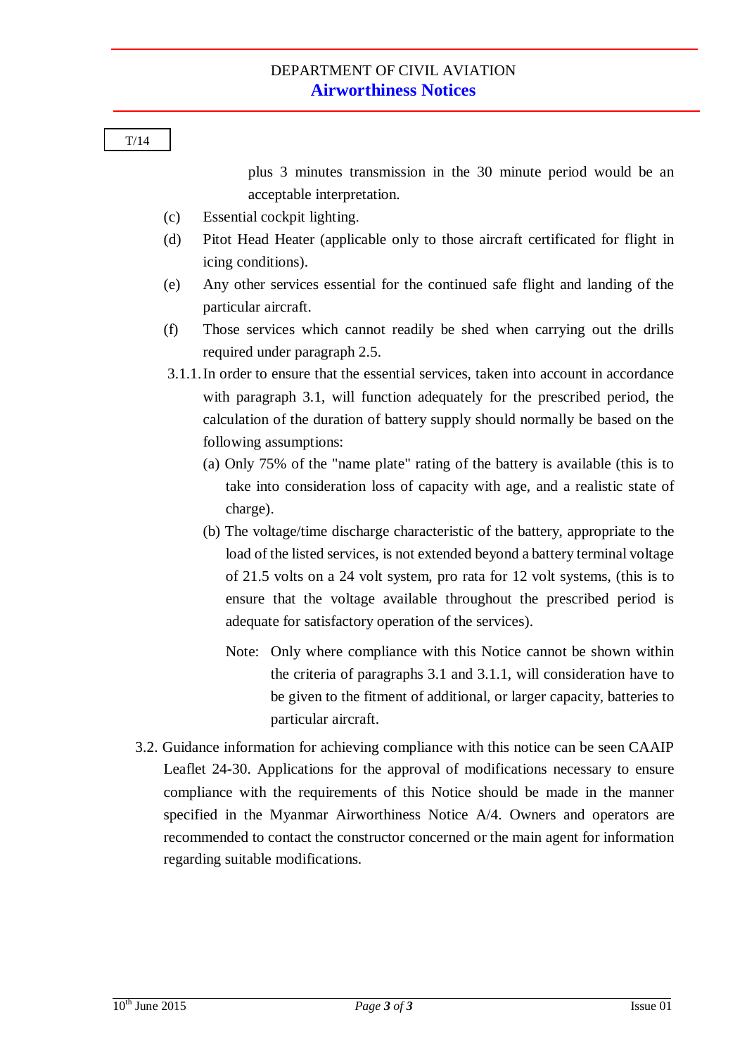T/14

plus 3 minutes transmission in the 30 minute period would be an acceptable interpretation.

(c) Essential cockpit lighting.

(d) Pitot Head Heater (applicable only to those aircraft certificated for flight in icing conditions).

(e) Any other services essential for the continued safe flight and landing of the particular aircraft.

(f) Those services which cannot readily be shed when carrying out the drills required under paragraph 2.5.

3.1.1. In order to ensure that the essential services, taken into account in accordance with paragraph 3.1, will function adequately for the prescribed period, the calculation of the duration of battery supply should normally be based on the following assumptions:

(a) Only 75% of the "name plate" rating of the battery is available (this is to take into consideration loss of capacity with age, and a realistic state of charge).

(b) The voltage/time discharge characteristic of the battery, appropriate to the load of the listed services, is not extended beyond a battery terminal voltage of 21.5 volts on a 24 volt system, pro rata for 12 volt systems, (this is to ensure that the voltage available throughout the prescribed period is adequate for satisfactory operation of the services).

Note: Only where compliance with this Notice cannot be shown within the criteria of paragraphs 3.1 and 3.1.1, will consideration have to be given to the fitment of additional, or larger capacity, batteries to particular aircraft.

3.2. Guidance information for achieving compliance with this notice can be seen CAAIP Leaflet 24-30. Applications for the approval of modifications necessary to ensure compliance with the requirements of this Notice should be made in the manner specified in the Myanmar Airworthiness Notice A/4. Owners and operators are recommended to contact the constructor concerned or the main agent for information regarding suitable modifications.